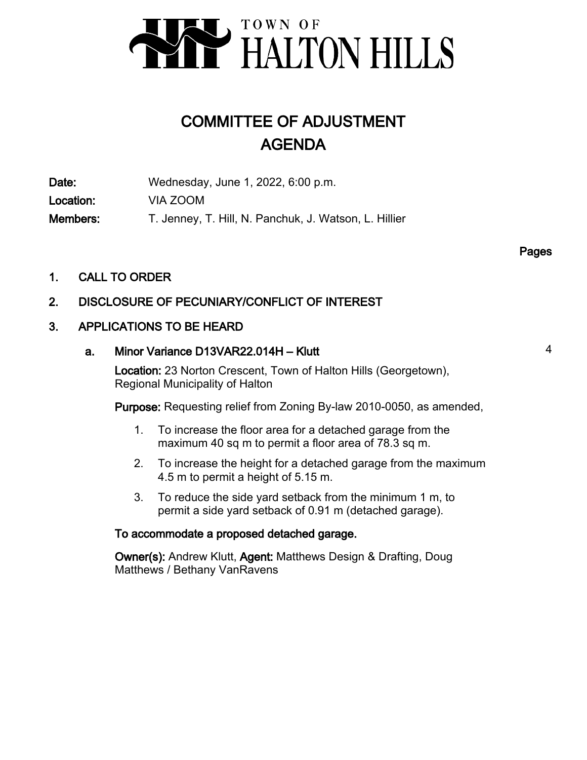TOWN OF HALTON HILLS

# COMMITTEE OF ADJUSTMENT
# AGENDA

**Date:** Wednesday, June 1, 2022, 6:00 p.m.

**Location:** VIA ZOOM

**Members:** T. Jenney, T. Hill, N. Panchuk, J. Watson, L. Hillier

**Pages**

1. **CALL TO ORDER**

2. **DISCLOSURE OF PECUNIARY/CONFLICT OF INTEREST**

3. **APPLICATIONS TO BE HEARD**

   a. **Minor Variance D13VAR22.014H – Klutt** — 4

   **Location:** 23 Norton Crescent, Town of Halton Hills (Georgetown), Regional Municipality of Halton

   **Purpose:** Requesting relief from Zoning By-law 2010-0050, as amended,

   1. To increase the floor area for a detached garage from the maximum 40 sq m to permit a floor area of 78.3 sq m.
   2. To increase the height for a detached garage from the maximum 4.5 m to permit a height of 5.15 m.
   3. To reduce the side yard setback from the minimum 1 m, to permit a side yard setback of 0.91 m (detached garage).

   **To accommodate a proposed detached garage.**

   **Owner(s):** Andrew Klutt, **Agent:** Matthews Design & Drafting, Doug Matthews / Bethany VanRavens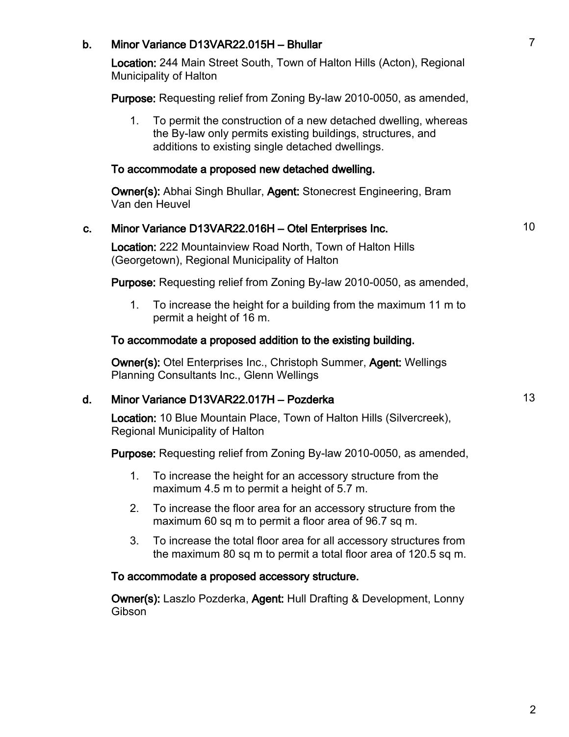**b. Minor Variance D13VAR22.015H – Bhullar** 7

**Location:** 244 Main Street South, Town of Halton Hills (Acton), Regional Municipality of Halton

**Purpose:** Requesting relief from Zoning By-law 2010-0050, as amended,

1. To permit the construction of a new detached dwelling, whereas the By-law only permits existing buildings, structures, and additions to existing single detached dwellings.

**To accommodate a proposed new detached dwelling.**

**Owner(s):** Abhai Singh Bhullar, **Agent:** Stonecrest Engineering, Bram Van den Heuvel

**c. Minor Variance D13VAR22.016H – Otel Enterprises Inc.** 10

**Location:** 222 Mountainview Road North, Town of Halton Hills (Georgetown), Regional Municipality of Halton

**Purpose:** Requesting relief from Zoning By-law 2010-0050, as amended,

1. To increase the height for a building from the maximum 11 m to permit a height of 16 m.

**To accommodate a proposed addition to the existing building.**

**Owner(s):** Otel Enterprises Inc., Christoph Summer, **Agent:** Wellings Planning Consultants Inc., Glenn Wellings

**d. Minor Variance D13VAR22.017H – Pozderka** 13

**Location:** 10 Blue Mountain Place, Town of Halton Hills (Silvercreek), Regional Municipality of Halton

**Purpose:** Requesting relief from Zoning By-law 2010-0050, as amended,

1. To increase the height for an accessory structure from the maximum 4.5 m to permit a height of 5.7 m.
2. To increase the floor area for an accessory structure from the maximum 60 sq m to permit a floor area of 96.7 sq m.
3. To increase the total floor area for all accessory structures from the maximum 80 sq m to permit a total floor area of 120.5 sq m.

**To accommodate a proposed accessory structure.**

**Owner(s):** Laszlo Pozderka, **Agent:** Hull Drafting & Development, Lonny Gibson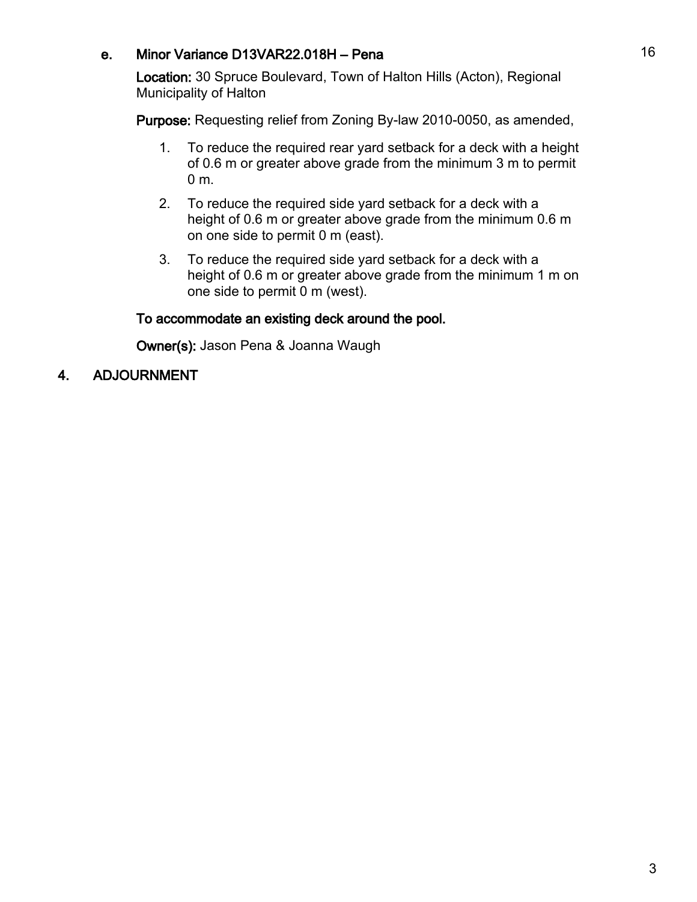**e. Minor Variance D13VAR22.018H – Pena**

**Location:** 30 Spruce Boulevard, Town of Halton Hills (Acton), Regional Municipality of Halton

**Purpose:** Requesting relief from Zoning By-law 2010-0050, as amended,

1. To reduce the required rear yard setback for a deck with a height of 0.6 m or greater above grade from the minimum 3 m to permit 0 m.
2. To reduce the required side yard setback for a deck with a height of 0.6 m or greater above grade from the minimum 0.6 m on one side to permit 0 m (east).
3. To reduce the required side yard setback for a deck with a height of 0.6 m or greater above grade from the minimum 1 m on one side to permit 0 m (west).

**To accommodate an existing deck around the pool.**

**Owner(s):** Jason Pena & Joanna Waugh

## 4. ADJOURNMENT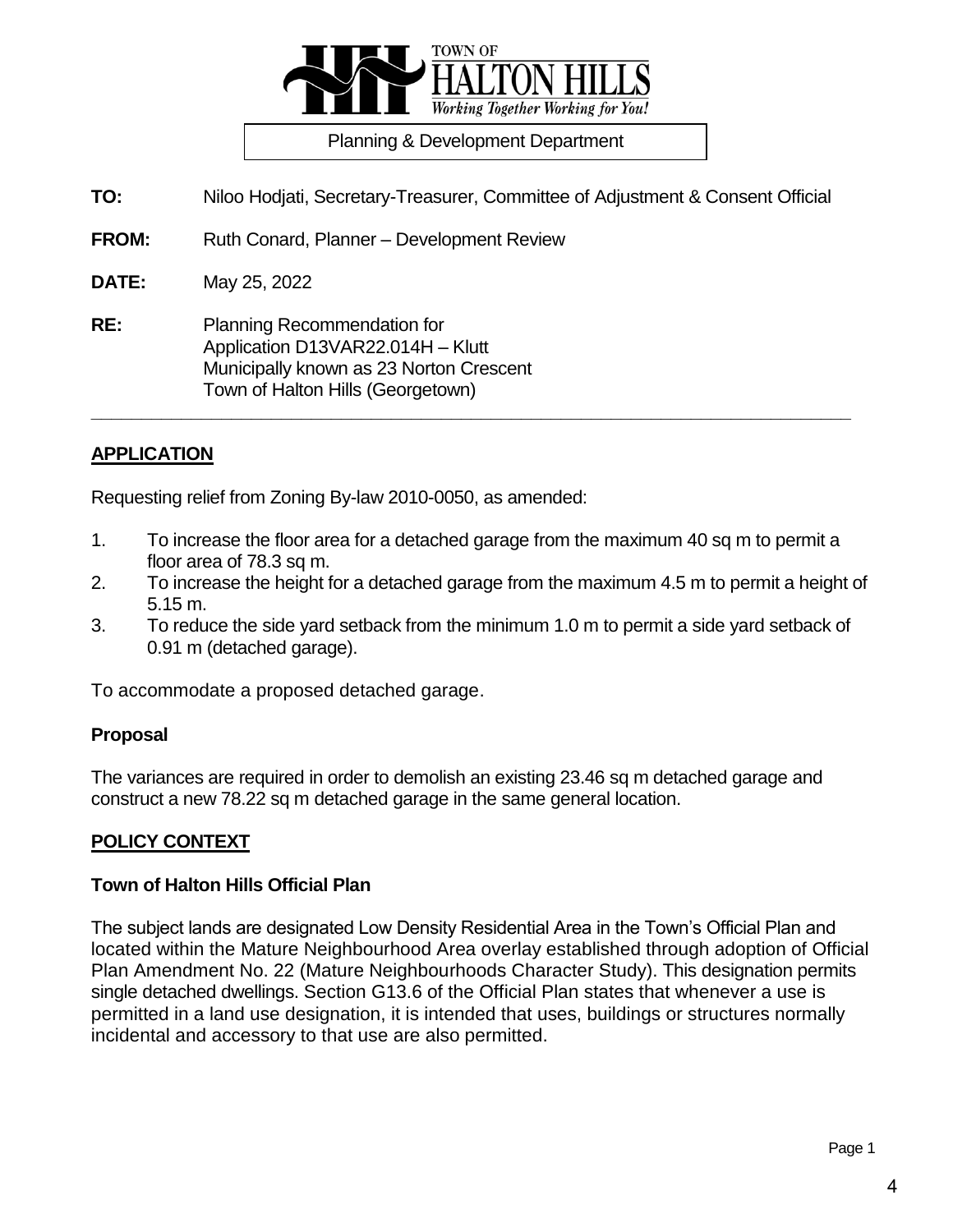Planning & Development Department

**TO:** Niloo Hodjati, Secretary-Treasurer, Committee of Adjustment & Consent Official

**FROM:** Ruth Conard, Planner – Development Review

**DATE:** May 25, 2022

**RE:** Planning Recommendation for
Application D13VAR22.014H – Klutt
Municipally known as 23 Norton Crescent
Town of Halton Hills (Georgetown)

---

## APPLICATION

Requesting relief from Zoning By-law 2010-0050, as amended:

1. To increase the floor area for a detached garage from the maximum 40 sq m to permit a floor area of 78.3 sq m.
2. To increase the height for a detached garage from the maximum 4.5 m to permit a height of 5.15 m.
3. To reduce the side yard setback from the minimum 1.0 m to permit a side yard setback of 0.91 m (detached garage).

To accommodate a proposed detached garage.

### Proposal

The variances are required in order to demolish an existing 23.46 sq m detached garage and construct a new 78.22 sq m detached garage in the same general location.

## POLICY CONTEXT

### Town of Halton Hills Official Plan

The subject lands are designated Low Density Residential Area in the Town's Official Plan and located within the Mature Neighbourhood Area overlay established through adoption of Official Plan Amendment No. 22 (Mature Neighbourhoods Character Study). This designation permits single detached dwellings. Section G13.6 of the Official Plan states that whenever a use is permitted in a land use designation, it is intended that uses, buildings or structures normally incidental and accessory to that use are also permitted.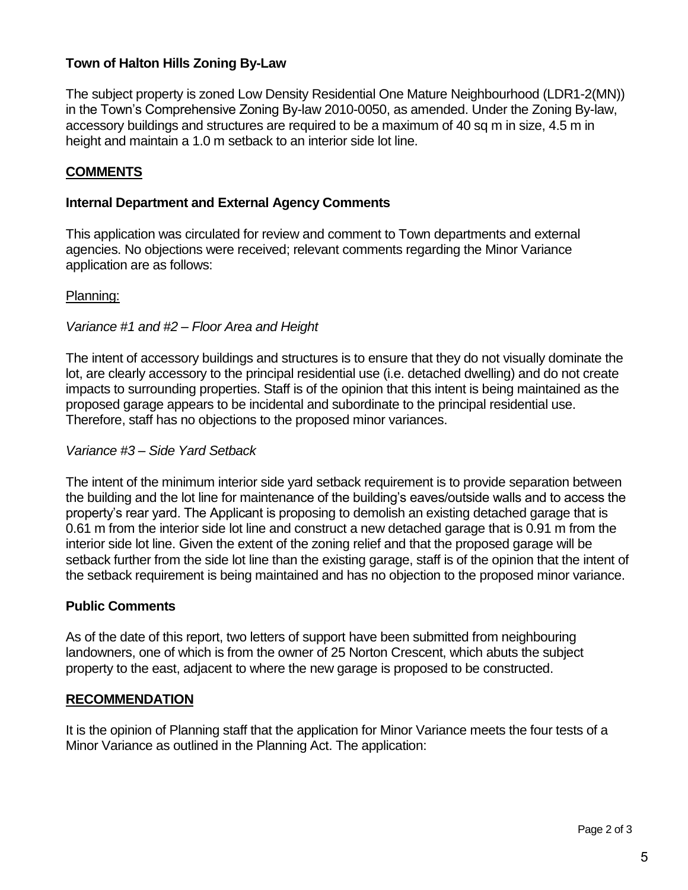### Town of Halton Hills Zoning By-Law

The subject property is zoned Low Density Residential One Mature Neighbourhood (LDR1-2(MN)) in the Town's Comprehensive Zoning By-law 2010-0050, as amended. Under the Zoning By-law, accessory buildings and structures are required to be a maximum of 40 sq m in size, 4.5 m in height and maintain a 1.0 m setback to an interior side lot line.

## COMMENTS

### Internal Department and External Agency Comments

This application was circulated for review and comment to Town departments and external agencies. No objections were received; relevant comments regarding the Minor Variance application are as follows:

Planning:

*Variance #1 and #2 – Floor Area and Height*

The intent of accessory buildings and structures is to ensure that they do not visually dominate the lot, are clearly accessory to the principal residential use (i.e. detached dwelling) and do not create impacts to surrounding properties. Staff is of the opinion that this intent is being maintained as the proposed garage appears to be incidental and subordinate to the principal residential use. Therefore, staff has no objections to the proposed minor variances.

*Variance #3 – Side Yard Setback*

The intent of the minimum interior side yard setback requirement is to provide separation between the building and the lot line for maintenance of the building's eaves/outside walls and to access the property's rear yard. The Applicant is proposing to demolish an existing detached garage that is 0.61 m from the interior side lot line and construct a new detached garage that is 0.91 m from the interior side lot line. Given the extent of the zoning relief and that the proposed garage will be setback further from the side lot line than the existing garage, staff is of the opinion that the intent of the setback requirement is being maintained and has no objection to the proposed minor variance.

### Public Comments

As of the date of this report, two letters of support have been submitted from neighbouring landowners, one of which is from the owner of 25 Norton Crescent, which abuts the subject property to the east, adjacent to where the new garage is proposed to be constructed.

## RECOMMENDATION

It is the opinion of Planning staff that the application for Minor Variance meets the four tests of a Minor Variance as outlined in the Planning Act. The application: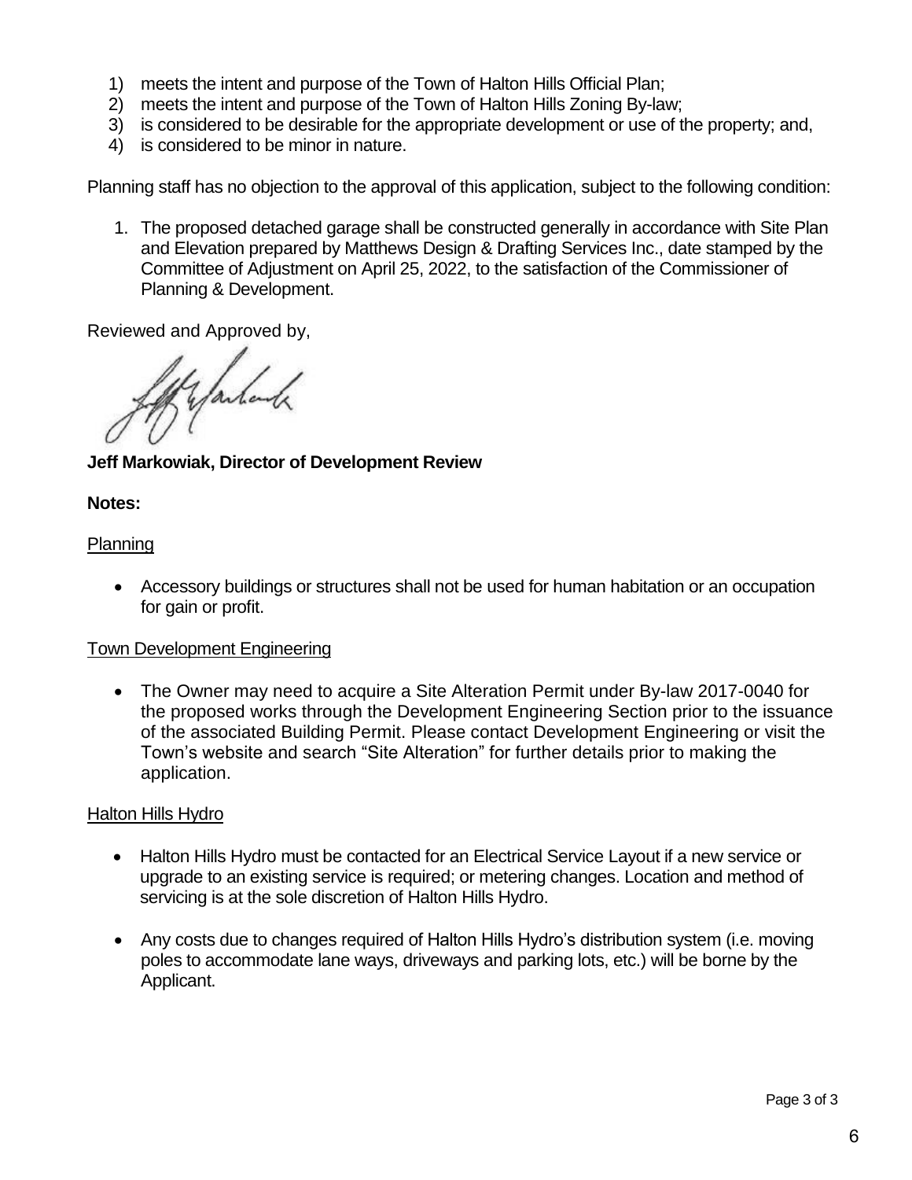1) meets the intent and purpose of the Town of Halton Hills Official Plan;
2) meets the intent and purpose of the Town of Halton Hills Zoning By-law;
3) is considered to be desirable for the appropriate development or use of the property; and,
4) is considered to be minor in nature.

Planning staff has no objection to the approval of this application, subject to the following condition:

1. The proposed detached garage shall be constructed generally in accordance with Site Plan and Elevation prepared by Matthews Design & Drafting Services Inc., date stamped by the Committee of Adjustment on April 25, 2022, to the satisfaction of the Commissioner of Planning & Development.

Reviewed and Approved by,

**Jeff Markowiak, Director of Development Review**

**Notes:**

Planning

- Accessory buildings or structures shall not be used for human habitation or an occupation for gain or profit.

Town Development Engineering

- The Owner may need to acquire a Site Alteration Permit under By-law 2017-0040 for the proposed works through the Development Engineering Section prior to the issuance of the associated Building Permit. Please contact Development Engineering or visit the Town's website and search "Site Alteration" for further details prior to making the application.

Halton Hills Hydro

- Halton Hills Hydro must be contacted for an Electrical Service Layout if a new service or upgrade to an existing service is required; or metering changes. Location and method of servicing is at the sole discretion of Halton Hills Hydro.

- Any costs due to changes required of Halton Hills Hydro's distribution system (i.e. moving poles to accommodate lane ways, driveways and parking lots, etc.) will be borne by the Applicant.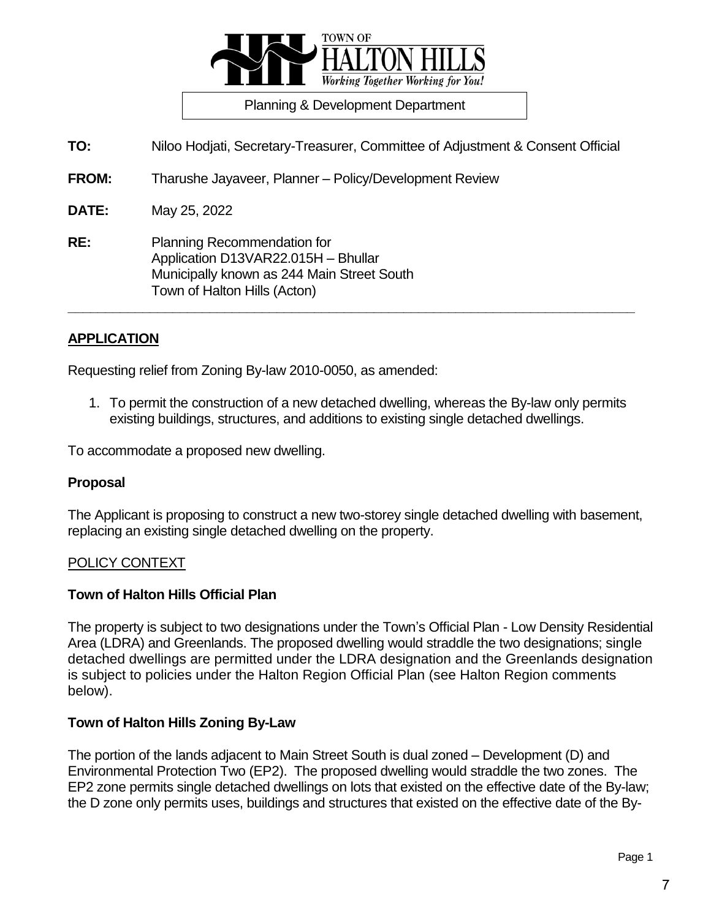TOWN OF HALTON HILLS

*Working Together Working for You!*

Planning & Development Department

**TO:** Niloo Hodjati, Secretary-Treasurer, Committee of Adjustment & Consent Official

**FROM:** Tharushe Jayaveer, Planner – Policy/Development Review

**DATE:** May 25, 2022

**RE:** Planning Recommendation for
Application D13VAR22.015H – Bhullar
Municipally known as 244 Main Street South
Town of Halton Hills (Acton)

---

## APPLICATION

Requesting relief from Zoning By-law 2010-0050, as amended:

1. To permit the construction of a new detached dwelling, whereas the By-law only permits existing buildings, structures, and additions to existing single detached dwellings.

To accommodate a proposed new dwelling.

### Proposal

The Applicant is proposing to construct a new two-storey single detached dwelling with basement, replacing an existing single detached dwelling on the property.

## POLICY CONTEXT

### Town of Halton Hills Official Plan

The property is subject to two designations under the Town's Official Plan - Low Density Residential Area (LDRA) and Greenlands. The proposed dwelling would straddle the two designations; single detached dwellings are permitted under the LDRA designation and the Greenlands designation is subject to policies under the Halton Region Official Plan (see Halton Region comments below).

### Town of Halton Hills Zoning By-Law

The portion of the lands adjacent to Main Street South is dual zoned – Development (D) and Environmental Protection Two (EP2). The proposed dwelling would straddle the two zones. The EP2 zone permits single detached dwellings on lots that existed on the effective date of the By-law; the D zone only permits uses, buildings and structures that existed on the effective date of the By-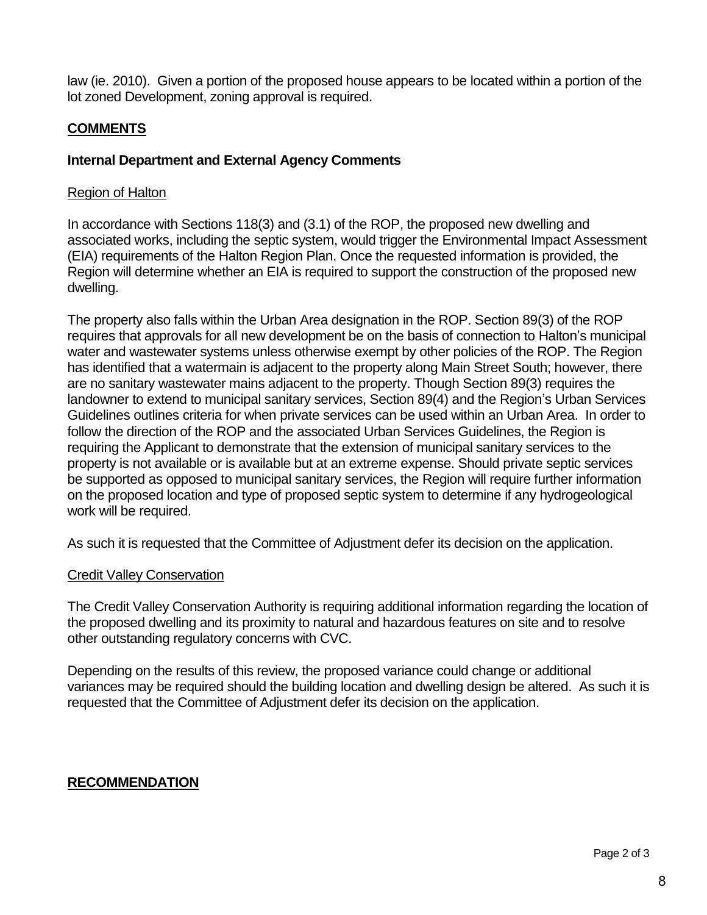law (ie. 2010). Given a portion of the proposed house appears to be located within a portion of the lot zoned Development, zoning approval is required.

## COMMENTS

### Internal Department and External Agency Comments

Region of Halton

In accordance with Sections 118(3) and (3.1) of the ROP, the proposed new dwelling and associated works, including the septic system, would trigger the Environmental Impact Assessment (EIA) requirements of the Halton Region Plan. Once the requested information is provided, the Region will determine whether an EIA is required to support the construction of the proposed new dwelling.

The property also falls within the Urban Area designation in the ROP. Section 89(3) of the ROP requires that approvals for all new development be on the basis of connection to Halton's municipal water and wastewater systems unless otherwise exempt by other policies of the ROP. The Region has identified that a watermain is adjacent to the property along Main Street South; however, there are no sanitary wastewater mains adjacent to the property. Though Section 89(3) requires the landowner to extend to municipal sanitary services, Section 89(4) and the Region's Urban Services Guidelines outlines criteria for when private services can be used within an Urban Area. In order to follow the direction of the ROP and the associated Urban Services Guidelines, the Region is requiring the Applicant to demonstrate that the extension of municipal sanitary services to the property is not available or is available but at an extreme expense. Should private septic services be supported as opposed to municipal sanitary services, the Region will require further information on the proposed location and type of proposed septic system to determine if any hydrogeological work will be required.

As such it is requested that the Committee of Adjustment defer its decision on the application.

Credit Valley Conservation

The Credit Valley Conservation Authority is requiring additional information regarding the location of the proposed dwelling and its proximity to natural and hazardous features on site and to resolve other outstanding regulatory concerns with CVC.

Depending on the results of this review, the proposed variance could change or additional variances may be required should the building location and dwelling design be altered. As such it is requested that the Committee of Adjustment defer its decision on the application.

## RECOMMENDATION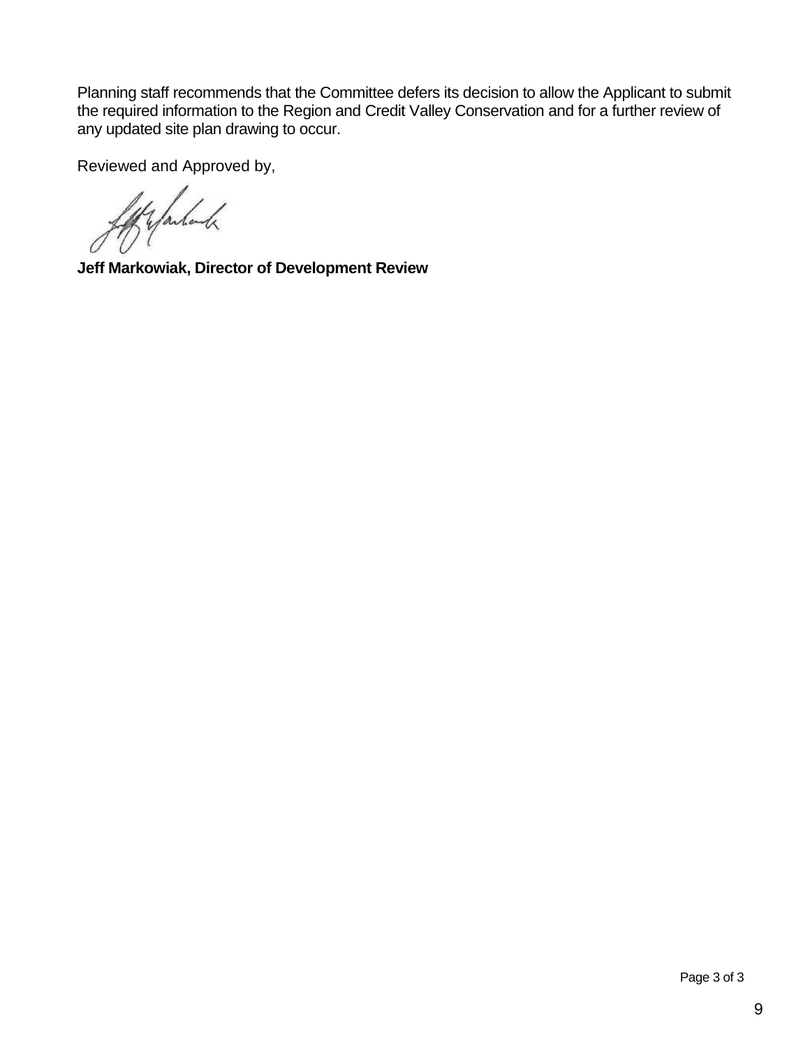Planning staff recommends that the Committee defers its decision to allow the Applicant to submit the required information to the Region and Credit Valley Conservation and for a further review of any updated site plan drawing to occur.

Reviewed and Approved by,

**Jeff Markowiak, Director of Development Review**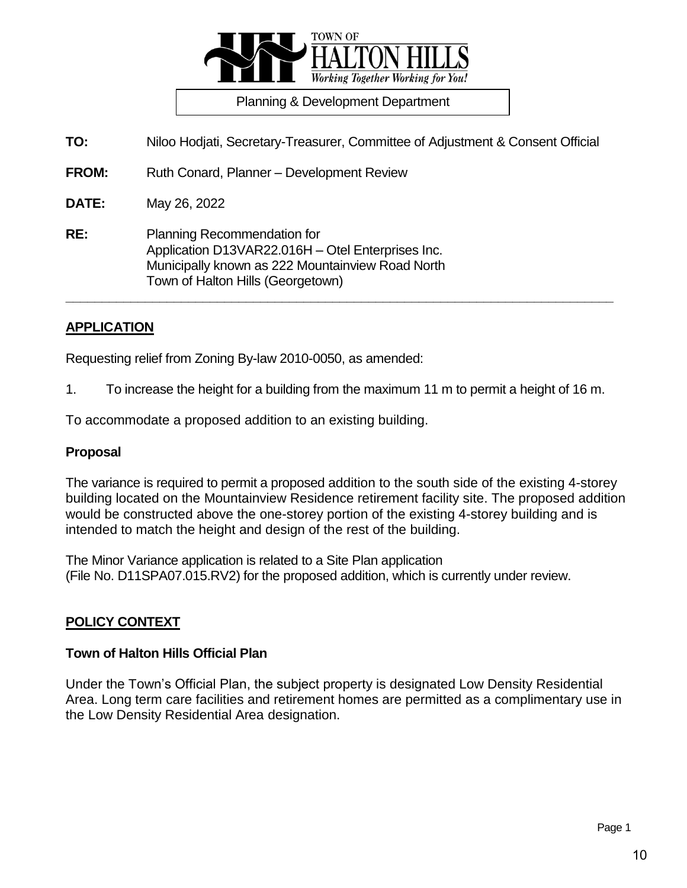TOWN OF HALTON HILLS
*Working Together Working for You!*

Planning & Development Department

**TO:** Niloo Hodjati, Secretary-Treasurer, Committee of Adjustment & Consent Official

**FROM:** Ruth Conard, Planner – Development Review

**DATE:** May 26, 2022

**RE:** Planning Recommendation for
Application D13VAR22.016H – Otel Enterprises Inc.
Municipally known as 222 Mountainview Road North
Town of Halton Hills (Georgetown)

---

## APPLICATION

Requesting relief from Zoning By-law 2010-0050, as amended:

1. To increase the height for a building from the maximum 11 m to permit a height of 16 m.

To accommodate a proposed addition to an existing building.

### Proposal

The variance is required to permit a proposed addition to the south side of the existing 4-storey building located on the Mountainview Residence retirement facility site. The proposed addition would be constructed above the one-storey portion of the existing 4-storey building and is intended to match the height and design of the rest of the building.

The Minor Variance application is related to a Site Plan application (File No. D11SPA07.015.RV2) for the proposed addition, which is currently under review.

## POLICY CONTEXT

### Town of Halton Hills Official Plan

Under the Town's Official Plan, the subject property is designated Low Density Residential Area. Long term care facilities and retirement homes are permitted as a complimentary use in the Low Density Residential Area designation.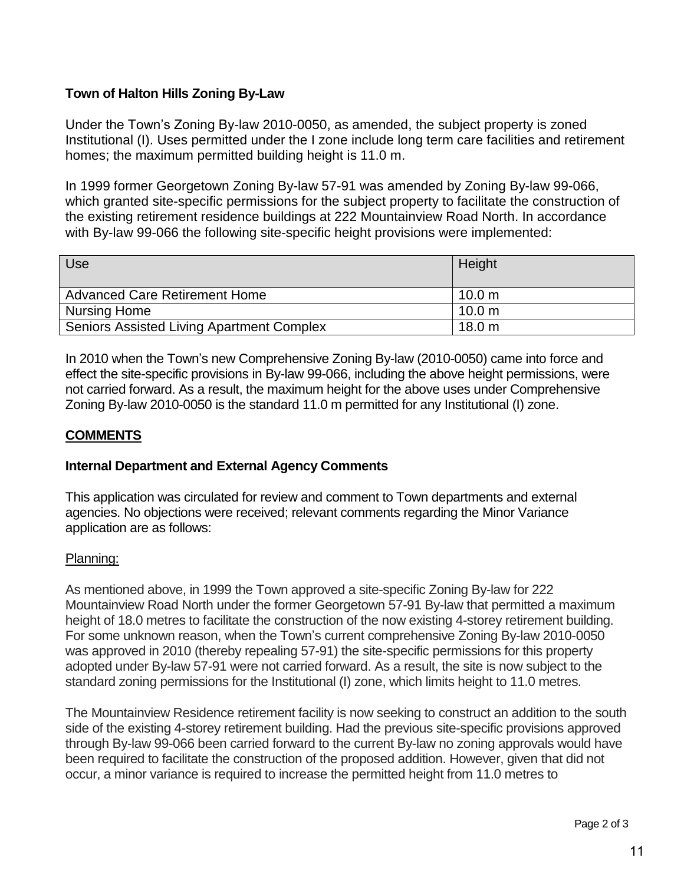**Town of Halton Hills Zoning By-Law**

Under the Town's Zoning By-law 2010-0050, as amended, the subject property is zoned Institutional (I). Uses permitted under the I zone include long term care facilities and retirement homes; the maximum permitted building height is 11.0 m.

In 1999 former Georgetown Zoning By-law 57-91 was amended by Zoning By-law 99-066, which granted site-specific permissions for the subject property to facilitate the construction of the existing retirement residence buildings at 222 Mountainview Road North. In accordance with By-law 99-066 the following site-specific height provisions were implemented:

| Use | Height |
| --- | --- |
| Advanced Care Retirement Home | 10.0 m |
| Nursing Home | 10.0 m |
| Seniors Assisted Living Apartment Complex | 18.0 m |

In 2010 when the Town's new Comprehensive Zoning By-law (2010-0050) came into force and effect the site-specific provisions in By-law 99-066, including the above height permissions, were not carried forward. As a result, the maximum height for the above uses under Comprehensive Zoning By-law 2010-0050 is the standard 11.0 m permitted for any Institutional (I) zone.

## COMMENTS

### Internal Department and External Agency Comments

This application was circulated for review and comment to Town departments and external agencies. No objections were received; relevant comments regarding the Minor Variance application are as follows:

Planning:

As mentioned above, in 1999 the Town approved a site-specific Zoning By-law for 222 Mountainview Road North under the former Georgetown 57-91 By-law that permitted a maximum height of 18.0 metres to facilitate the construction of the now existing 4-storey retirement building. For some unknown reason, when the Town's current comprehensive Zoning By-law 2010-0050 was approved in 2010 (thereby repealing 57-91) the site-specific permissions for this property adopted under By-law 57-91 were not carried forward. As a result, the site is now subject to the standard zoning permissions for the Institutional (I) zone, which limits height to 11.0 metres.

The Mountainview Residence retirement facility is now seeking to construct an addition to the south side of the existing 4-storey retirement building. Had the previous site-specific provisions approved through By-law 99-066 been carried forward to the current By-law no zoning approvals would have been required to facilitate the construction of the proposed addition. However, given that did not occur, a minor variance is required to increase the permitted height from 11.0 metres to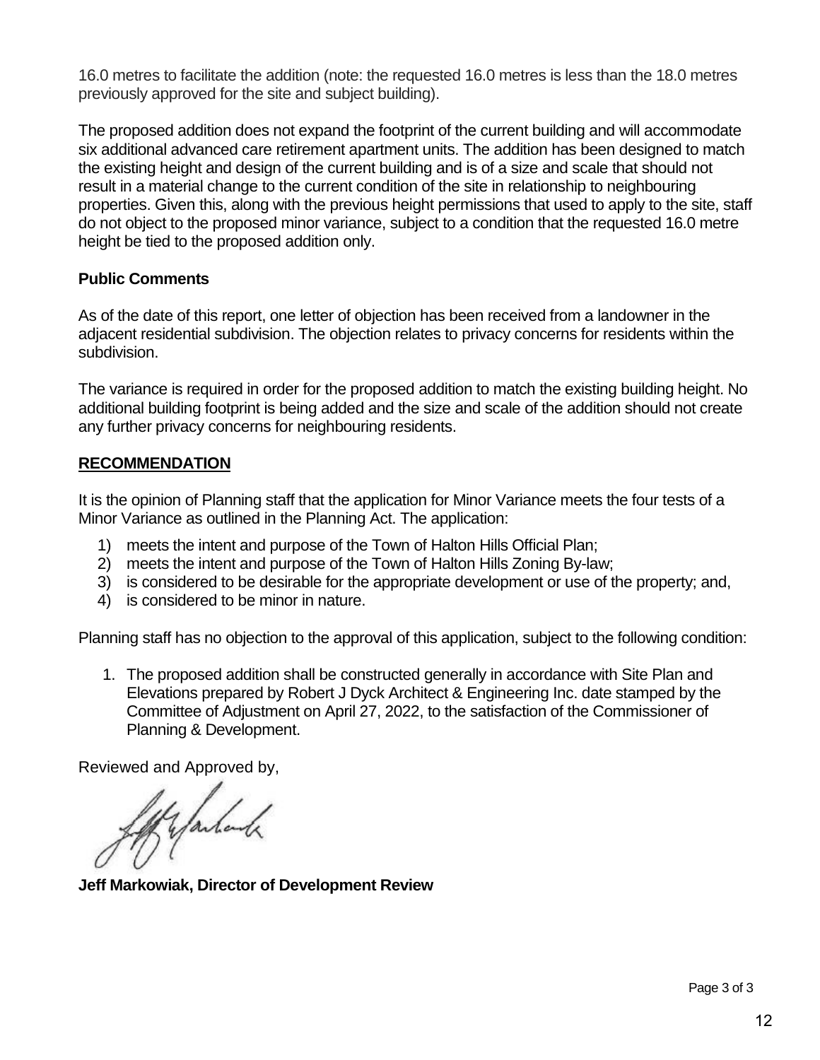16.0 metres to facilitate the addition (note: the requested 16.0 metres is less than the 18.0 metres previously approved for the site and subject building).

The proposed addition does not expand the footprint of the current building and will accommodate six additional advanced care retirement apartment units. The addition has been designed to match the existing height and design of the current building and is of a size and scale that should not result in a material change to the current condition of the site in relationship to neighbouring properties. Given this, along with the previous height permissions that used to apply to the site, staff do not object to the proposed minor variance, subject to a condition that the requested 16.0 metre height be tied to the proposed addition only.

**Public Comments**

As of the date of this report, one letter of objection has been received from a landowner in the adjacent residential subdivision. The objection relates to privacy concerns for residents within the subdivision.

The variance is required in order for the proposed addition to match the existing building height. No additional building footprint is being added and the size and scale of the addition should not create any further privacy concerns for neighbouring residents.

**RECOMMENDATION**

It is the opinion of Planning staff that the application for Minor Variance meets the four tests of a Minor Variance as outlined in the Planning Act. The application:

1) meets the intent and purpose of the Town of Halton Hills Official Plan;
2) meets the intent and purpose of the Town of Halton Hills Zoning By-law;
3) is considered to be desirable for the appropriate development or use of the property; and,
4) is considered to be minor in nature.

Planning staff has no objection to the approval of this application, subject to the following condition:

1. The proposed addition shall be constructed generally in accordance with Site Plan and Elevations prepared by Robert J Dyck Architect & Engineering Inc. date stamped by the Committee of Adjustment on April 27, 2022, to the satisfaction of the Commissioner of Planning & Development.

Reviewed and Approved by,

**Jeff Markowiak, Director of Development Review**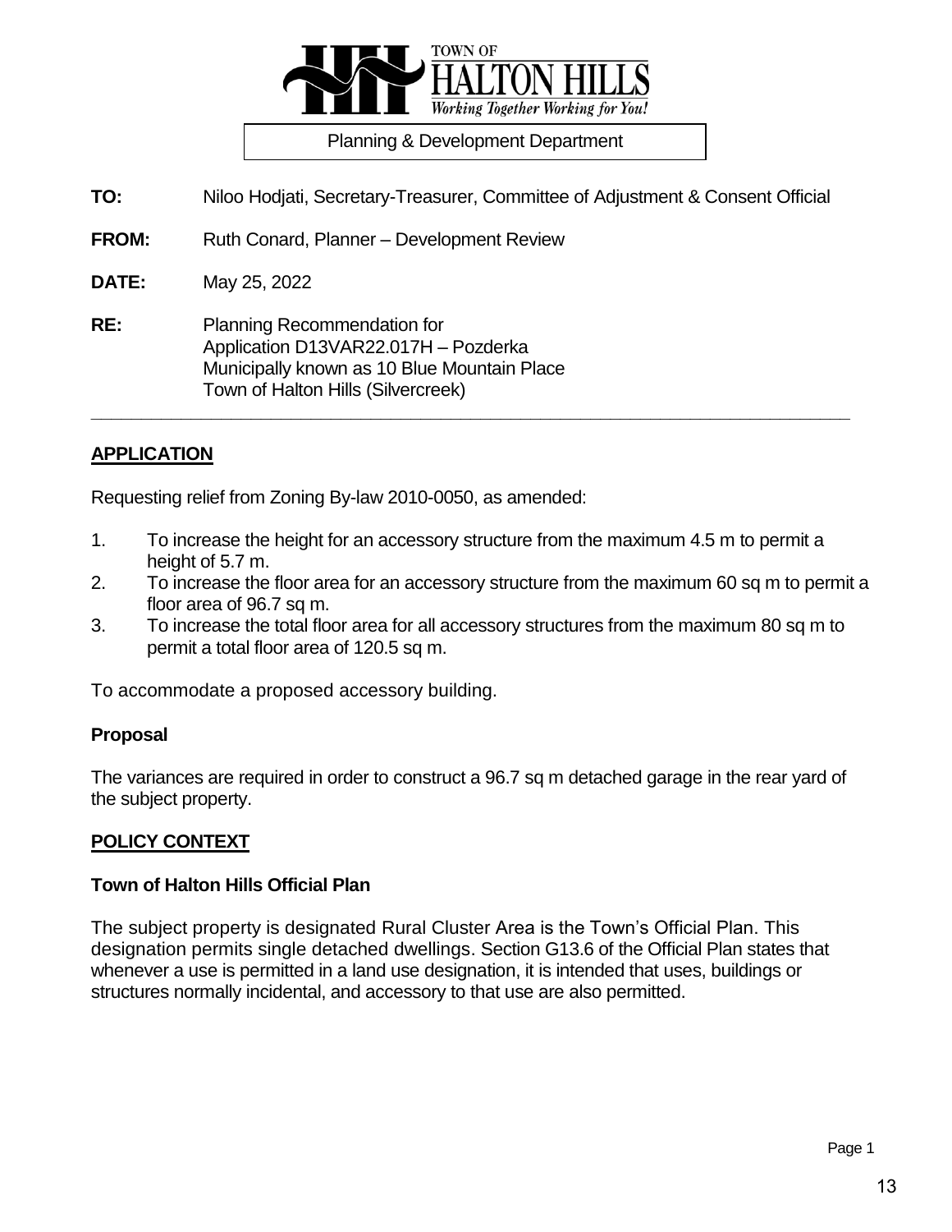Planning & Development Department

**TO:** Niloo Hodjati, Secretary-Treasurer, Committee of Adjustment & Consent Official

**FROM:** Ruth Conard, Planner – Development Review

**DATE:** May 25, 2022

**RE:** Planning Recommendation for
Application D13VAR22.017H – Pozderka
Municipally known as 10 Blue Mountain Place
Town of Halton Hills (Silvercreek)

---

## APPLICATION

Requesting relief from Zoning By-law 2010-0050, as amended:

1. To increase the height for an accessory structure from the maximum 4.5 m to permit a height of 5.7 m.
2. To increase the floor area for an accessory structure from the maximum 60 sq m to permit a floor area of 96.7 sq m.
3. To increase the total floor area for all accessory structures from the maximum 80 sq m to permit a total floor area of 120.5 sq m.

To accommodate a proposed accessory building.

### Proposal

The variances are required in order to construct a 96.7 sq m detached garage in the rear yard of the subject property.

## POLICY CONTEXT

### Town of Halton Hills Official Plan

The subject property is designated Rural Cluster Area is the Town's Official Plan. This designation permits single detached dwellings. Section G13.6 of the Official Plan states that whenever a use is permitted in a land use designation, it is intended that uses, buildings or structures normally incidental, and accessory to that use are also permitted.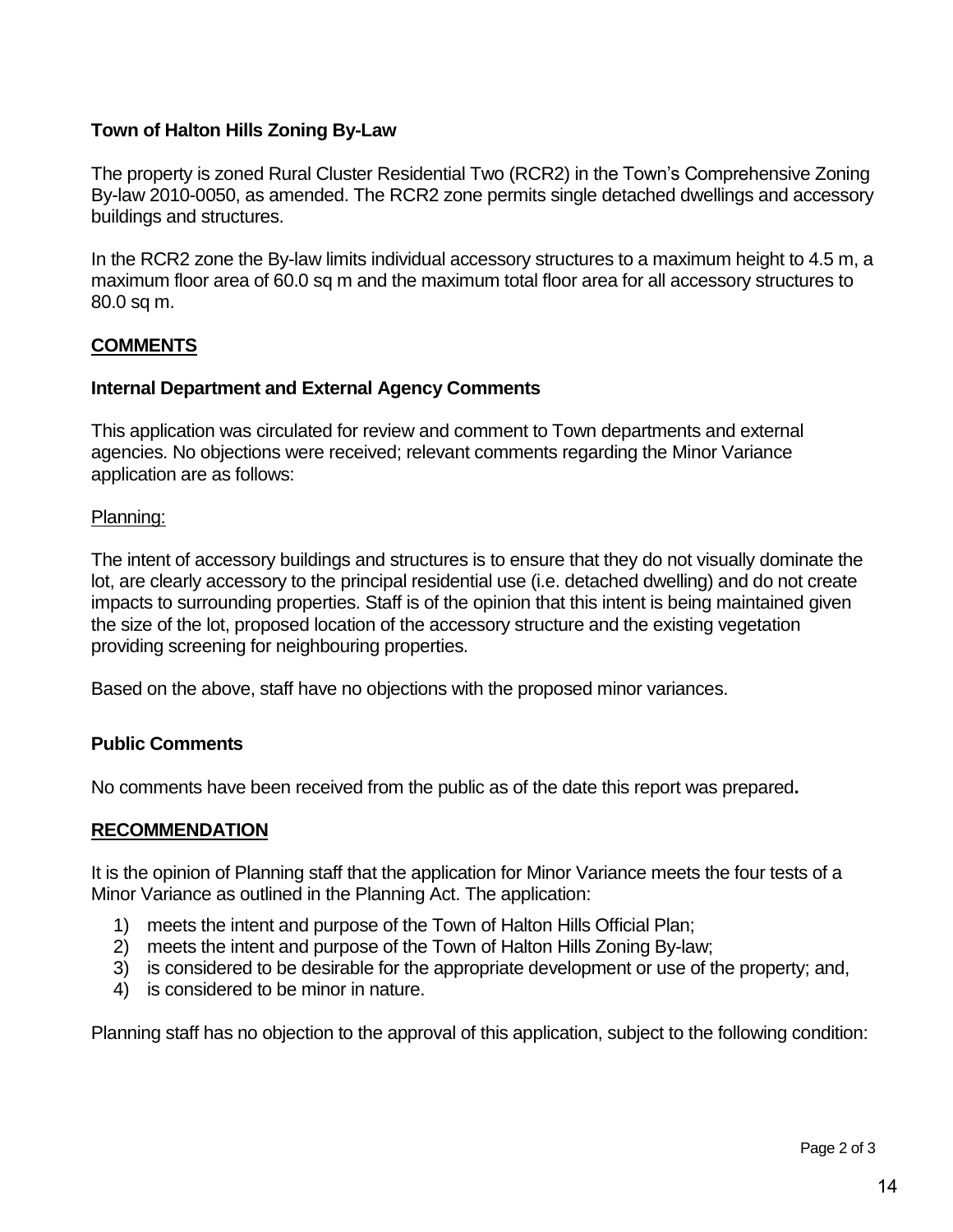### Town of Halton Hills Zoning By-Law

The property is zoned Rural Cluster Residential Two (RCR2) in the Town's Comprehensive Zoning By-law 2010-0050, as amended. The RCR2 zone permits single detached dwellings and accessory buildings and structures.

In the RCR2 zone the By-law limits individual accessory structures to a maximum height to 4.5 m, a maximum floor area of 60.0 sq m and the maximum total floor area for all accessory structures to 80.0 sq m.

## COMMENTS

### Internal Department and External Agency Comments

This application was circulated for review and comment to Town departments and external agencies. No objections were received; relevant comments regarding the Minor Variance application are as follows:

Planning:

The intent of accessory buildings and structures is to ensure that they do not visually dominate the lot, are clearly accessory to the principal residential use (i.e. detached dwelling) and do not create impacts to surrounding properties. Staff is of the opinion that this intent is being maintained given the size of the lot, proposed location of the accessory structure and the existing vegetation providing screening for neighbouring properties.

Based on the above, staff have no objections with the proposed minor variances.

### Public Comments

No comments have been received from the public as of the date this report was prepared**.**

## RECOMMENDATION

It is the opinion of Planning staff that the application for Minor Variance meets the four tests of a Minor Variance as outlined in the Planning Act. The application:

1) meets the intent and purpose of the Town of Halton Hills Official Plan;
2) meets the intent and purpose of the Town of Halton Hills Zoning By-law;
3) is considered to be desirable for the appropriate development or use of the property; and,
4) is considered to be minor in nature.

Planning staff has no objection to the approval of this application, subject to the following condition: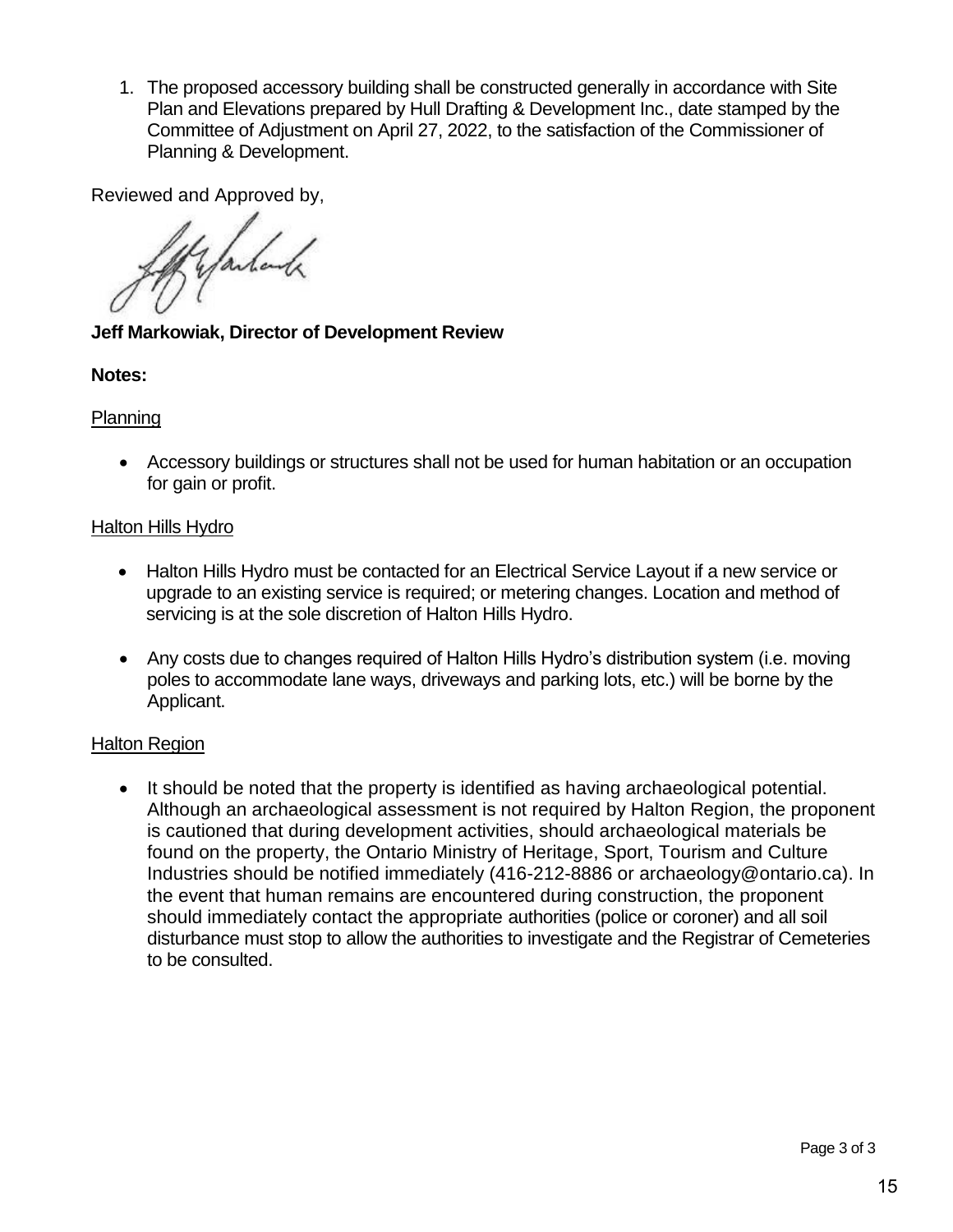1. The proposed accessory building shall be constructed generally in accordance with Site Plan and Elevations prepared by Hull Drafting & Development Inc., date stamped by the Committee of Adjustment on April 27, 2022, to the satisfaction of the Commissioner of Planning & Development.

Reviewed and Approved by,

**Jeff Markowiak, Director of Development Review**

**Notes:**

Planning

- Accessory buildings or structures shall not be used for human habitation or an occupation for gain or profit.

Halton Hills Hydro

- Halton Hills Hydro must be contacted for an Electrical Service Layout if a new service or upgrade to an existing service is required; or metering changes. Location and method of servicing is at the sole discretion of Halton Hills Hydro.
- Any costs due to changes required of Halton Hills Hydro's distribution system (i.e. moving poles to accommodate lane ways, driveways and parking lots, etc.) will be borne by the Applicant.

Halton Region

- It should be noted that the property is identified as having archaeological potential. Although an archaeological assessment is not required by Halton Region, the proponent is cautioned that during development activities, should archaeological materials be found on the property, the Ontario Ministry of Heritage, Sport, Tourism and Culture Industries should be notified immediately (416-212-8886 or archaeology@ontario.ca). In the event that human remains are encountered during construction, the proponent should immediately contact the appropriate authorities (police or coroner) and all soil disturbance must stop to allow the authorities to investigate and the Registrar of Cemeteries to be consulted.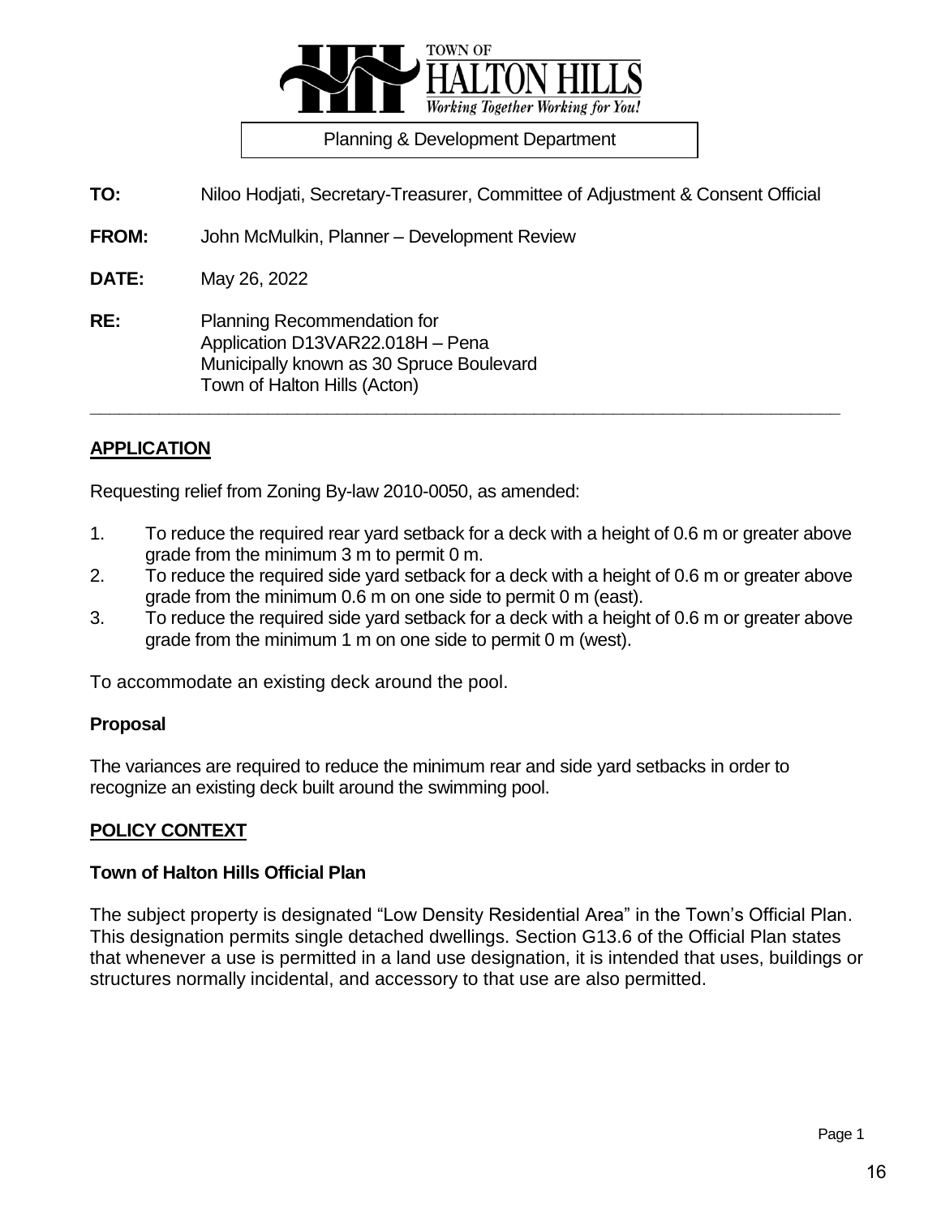TOWN OF HALTON HILLS

*Working Together Working for You!*

Planning & Development Department

**TO:** Niloo Hodjati, Secretary-Treasurer, Committee of Adjustment & Consent Official

**FROM:** John McMulkin, Planner – Development Review

**DATE:** May 26, 2022

**RE:** Planning Recommendation for
Application D13VAR22.018H – Pena
Municipally known as 30 Spruce Boulevard
Town of Halton Hills (Acton)

---

## APPLICATION

Requesting relief from Zoning By-law 2010-0050, as amended:

1. To reduce the required rear yard setback for a deck with a height of 0.6 m or greater above grade from the minimum 3 m to permit 0 m.
2. To reduce the required side yard setback for a deck with a height of 0.6 m or greater above grade from the minimum 0.6 m on one side to permit 0 m (east).
3. To reduce the required side yard setback for a deck with a height of 0.6 m or greater above grade from the minimum 1 m on one side to permit 0 m (west).

To accommodate an existing deck around the pool.

### Proposal

The variances are required to reduce the minimum rear and side yard setbacks in order to recognize an existing deck built around the swimming pool.

## POLICY CONTEXT

### Town of Halton Hills Official Plan

The subject property is designated "Low Density Residential Area" in the Town's Official Plan. This designation permits single detached dwellings. Section G13.6 of the Official Plan states that whenever a use is permitted in a land use designation, it is intended that uses, buildings or structures normally incidental, and accessory to that use are also permitted.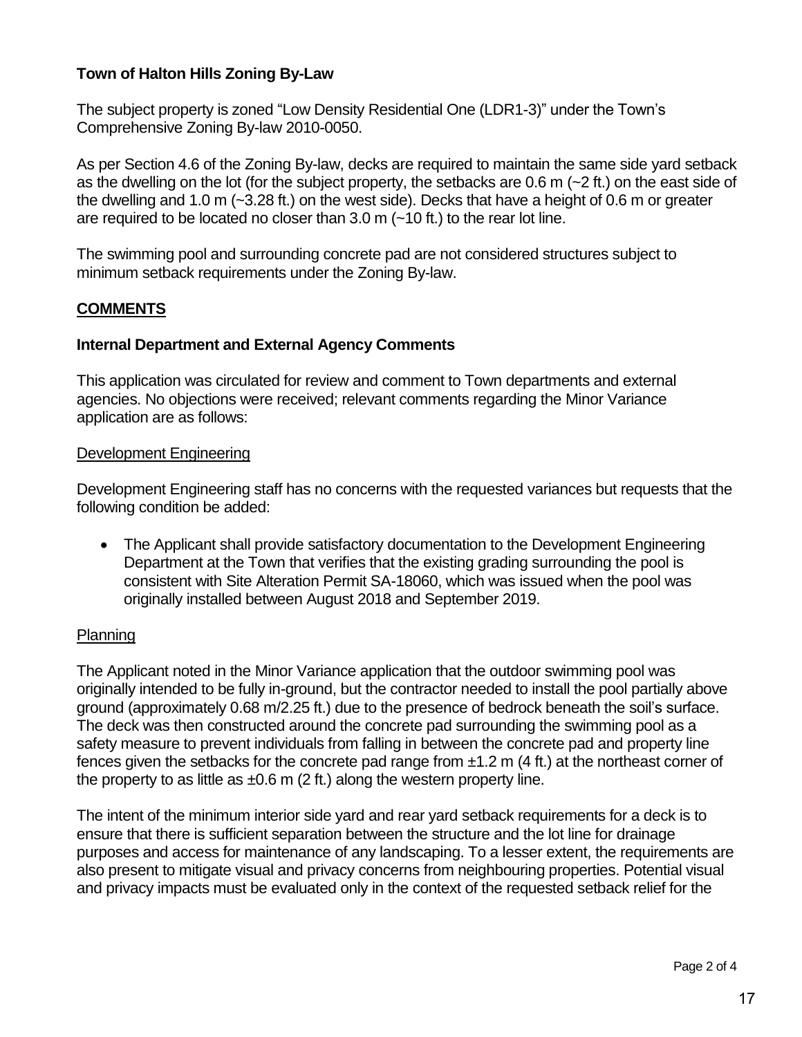### Town of Halton Hills Zoning By-Law

The subject property is zoned "Low Density Residential One (LDR1-3)" under the Town's Comprehensive Zoning By-law 2010-0050.

As per Section 4.6 of the Zoning By-law, decks are required to maintain the same side yard setback as the dwelling on the lot (for the subject property, the setbacks are 0.6 m (~2 ft.) on the east side of the dwelling and 1.0 m (~3.28 ft.) on the west side). Decks that have a height of 0.6 m or greater are required to be located no closer than 3.0 m (~10 ft.) to the rear lot line.

The swimming pool and surrounding concrete pad are not considered structures subject to minimum setback requirements under the Zoning By-law.

## COMMENTS

### Internal Department and External Agency Comments

This application was circulated for review and comment to Town departments and external agencies. No objections were received; relevant comments regarding the Minor Variance application are as follows:

#### Development Engineering

Development Engineering staff has no concerns with the requested variances but requests that the following condition be added:

- The Applicant shall provide satisfactory documentation to the Development Engineering Department at the Town that verifies that the existing grading surrounding the pool is consistent with Site Alteration Permit SA-18060, which was issued when the pool was originally installed between August 2018 and September 2019.

#### Planning

The Applicant noted in the Minor Variance application that the outdoor swimming pool was originally intended to be fully in-ground, but the contractor needed to install the pool partially above ground (approximately 0.68 m/2.25 ft.) due to the presence of bedrock beneath the soil's surface. The deck was then constructed around the concrete pad surrounding the swimming pool as a safety measure to prevent individuals from falling in between the concrete pad and property line fences given the setbacks for the concrete pad range from ±1.2 m (4 ft.) at the northeast corner of the property to as little as ±0.6 m (2 ft.) along the western property line.

The intent of the minimum interior side yard and rear yard setback requirements for a deck is to ensure that there is sufficient separation between the structure and the lot line for drainage purposes and access for maintenance of any landscaping. To a lesser extent, the requirements are also present to mitigate visual and privacy concerns from neighbouring properties. Potential visual and privacy impacts must be evaluated only in the context of the requested setback relief for the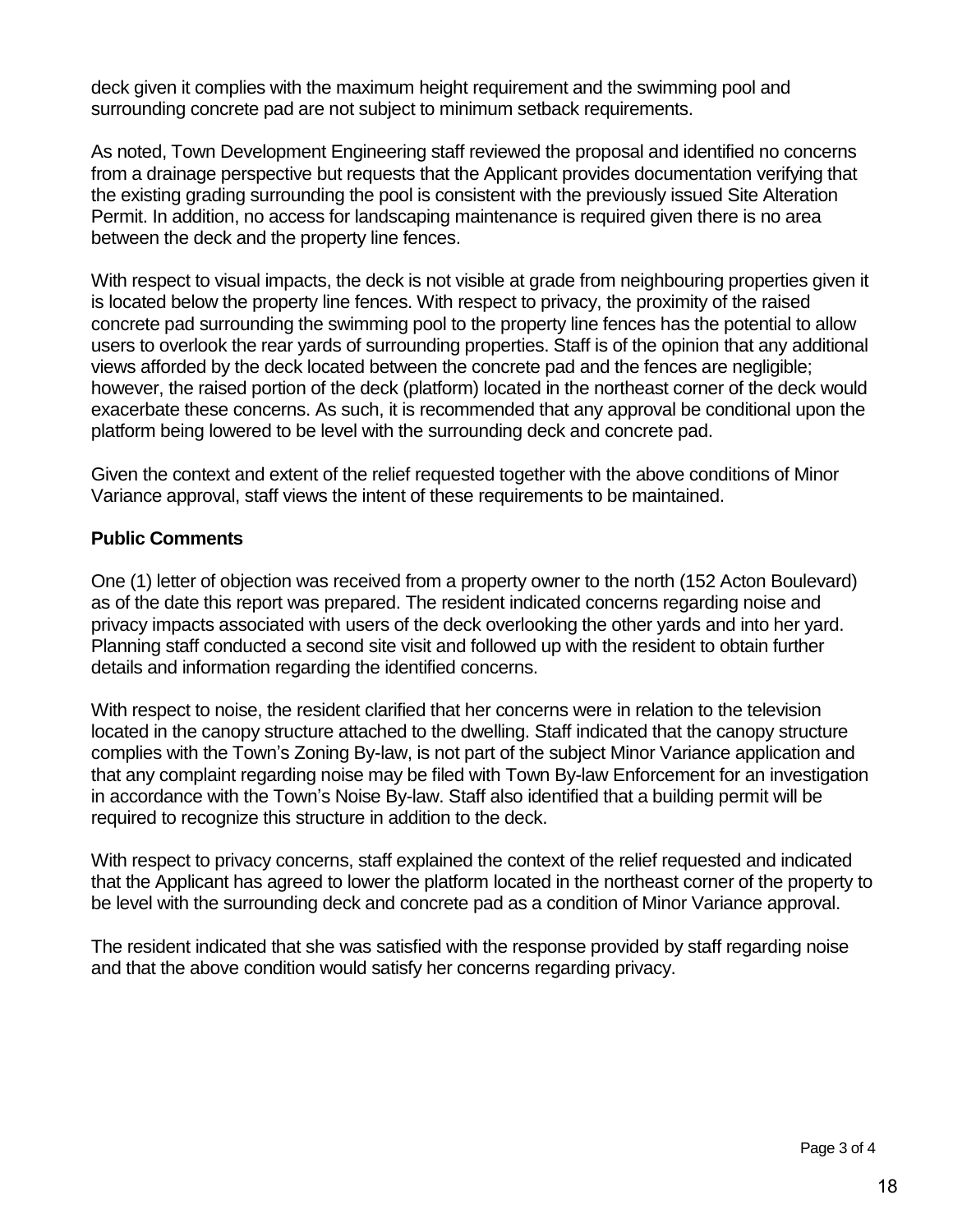deck given it complies with the maximum height requirement and the swimming pool and surrounding concrete pad are not subject to minimum setback requirements.

As noted, Town Development Engineering staff reviewed the proposal and identified no concerns from a drainage perspective but requests that the Applicant provides documentation verifying that the existing grading surrounding the pool is consistent with the previously issued Site Alteration Permit. In addition, no access for landscaping maintenance is required given there is no area between the deck and the property line fences.

With respect to visual impacts, the deck is not visible at grade from neighbouring properties given it is located below the property line fences. With respect to privacy, the proximity of the raised concrete pad surrounding the swimming pool to the property line fences has the potential to allow users to overlook the rear yards of surrounding properties. Staff is of the opinion that any additional views afforded by the deck located between the concrete pad and the fences are negligible; however, the raised portion of the deck (platform) located in the northeast corner of the deck would exacerbate these concerns. As such, it is recommended that any approval be conditional upon the platform being lowered to be level with the surrounding deck and concrete pad.

Given the context and extent of the relief requested together with the above conditions of Minor Variance approval, staff views the intent of these requirements to be maintained.

**Public Comments**

One (1) letter of objection was received from a property owner to the north (152 Acton Boulevard) as of the date this report was prepared. The resident indicated concerns regarding noise and privacy impacts associated with users of the deck overlooking the other yards and into her yard. Planning staff conducted a second site visit and followed up with the resident to obtain further details and information regarding the identified concerns.

With respect to noise, the resident clarified that her concerns were in relation to the television located in the canopy structure attached to the dwelling. Staff indicated that the canopy structure complies with the Town's Zoning By-law, is not part of the subject Minor Variance application and that any complaint regarding noise may be filed with Town By-law Enforcement for an investigation in accordance with the Town's Noise By-law. Staff also identified that a building permit will be required to recognize this structure in addition to the deck.

With respect to privacy concerns, staff explained the context of the relief requested and indicated that the Applicant has agreed to lower the platform located in the northeast corner of the property to be level with the surrounding deck and concrete pad as a condition of Minor Variance approval.

The resident indicated that she was satisfied with the response provided by staff regarding noise and that the above condition would satisfy her concerns regarding privacy.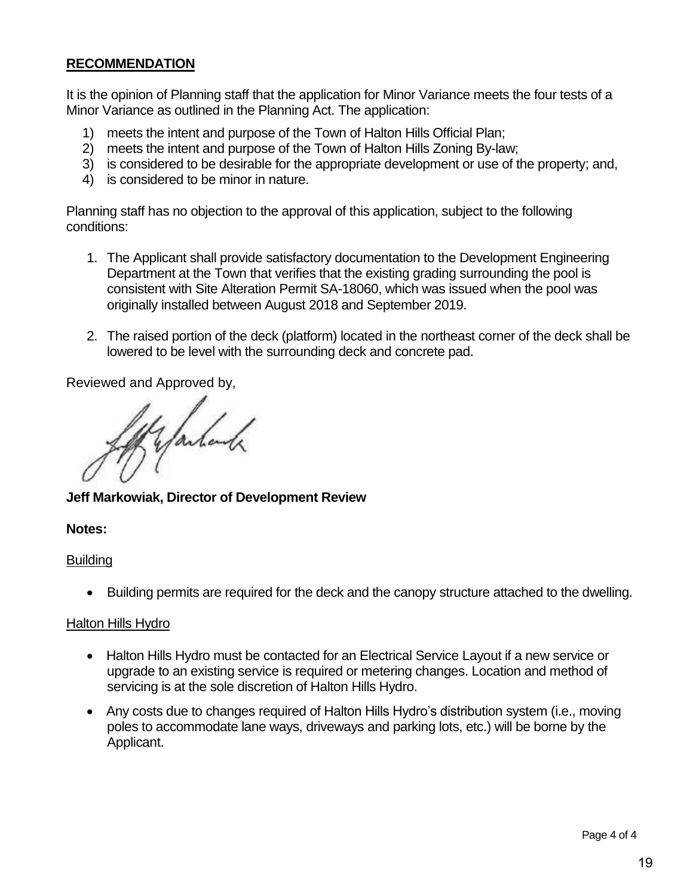## RECOMMENDATION

It is the opinion of Planning staff that the application for Minor Variance meets the four tests of a Minor Variance as outlined in the Planning Act. The application:

1) meets the intent and purpose of the Town of Halton Hills Official Plan;
2) meets the intent and purpose of the Town of Halton Hills Zoning By-law;
3) is considered to be desirable for the appropriate development or use of the property; and,
4) is considered to be minor in nature.

Planning staff has no objection to the approval of this application, subject to the following conditions:

1. The Applicant shall provide satisfactory documentation to the Development Engineering Department at the Town that verifies that the existing grading surrounding the pool is consistent with Site Alteration Permit SA-18060, which was issued when the pool was originally installed between August 2018 and September 2019.

2. The raised portion of the deck (platform) located in the northeast corner of the deck shall be lowered to be level with the surrounding deck and concrete pad.

Reviewed and Approved by,

**Jeff Markowiak, Director of Development Review**

**Notes:**

Building

- Building permits are required for the deck and the canopy structure attached to the dwelling.

Halton Hills Hydro

- Halton Hills Hydro must be contacted for an Electrical Service Layout if a new service or upgrade to an existing service is required or metering changes. Location and method of servicing is at the sole discretion of Halton Hills Hydro.
- Any costs due to changes required of Halton Hills Hydro's distribution system (i.e., moving poles to accommodate lane ways, driveways and parking lots, etc.) will be borne by the Applicant.